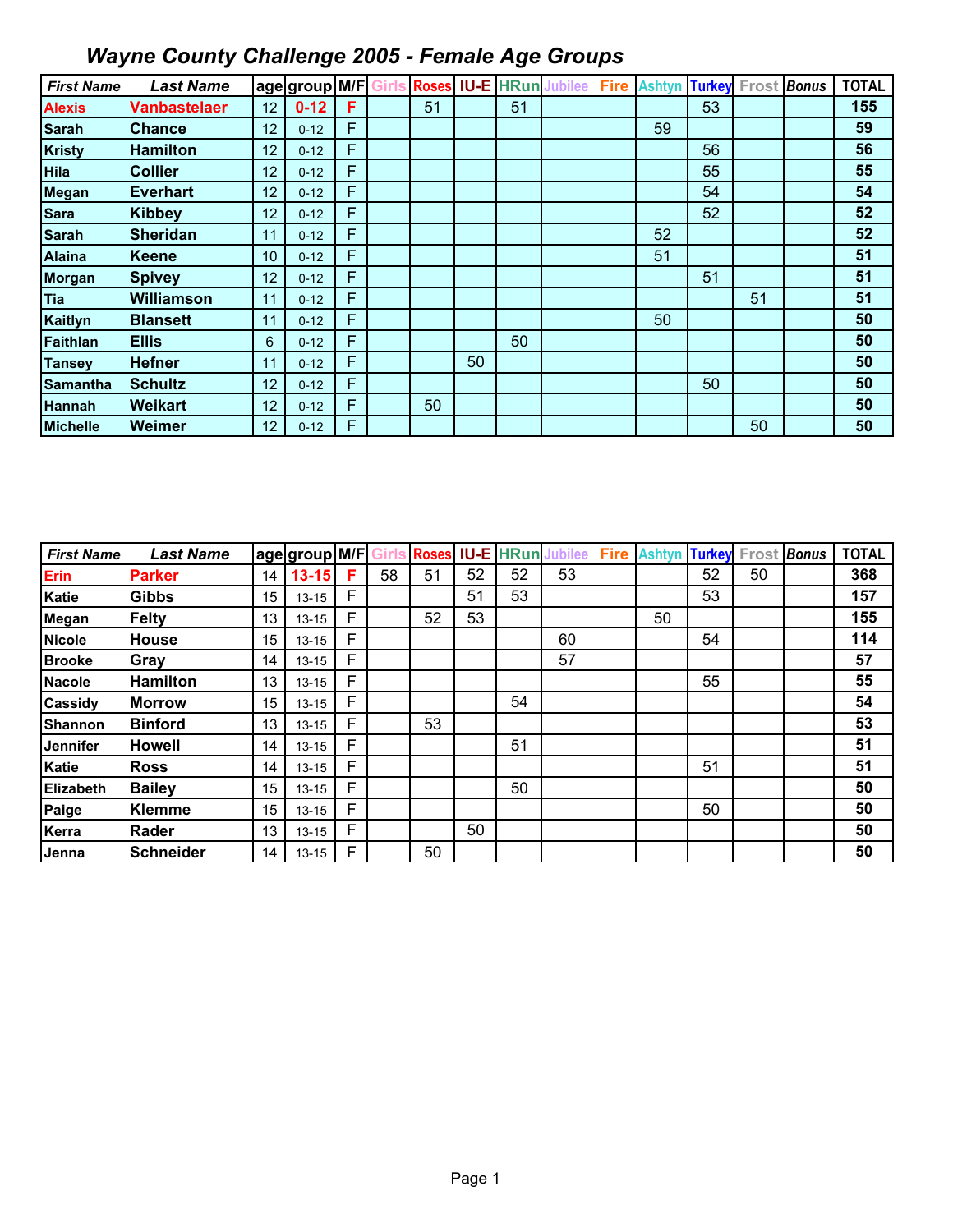# *Wayne County Challenge 2005 - Female Age Groups*

| *First Name* | *Last Name* | age | group | M/F | Girls | Roses | IU-E | HRun | Jubilee | Fire | Ashtyn | Turkey | Frost | *Bonus* | TOTAL |
|---|---|---|---|---|---|---|---|---|---|---|---|---|---|---|---|
| **Alexis** | **Vanbastelaer** | 12 | **0-12** | **F** | | 51 | | 51 | | | | 53 | | | **155** |
| **Sarah** | **Chance** | 12 | 0-12 | F | | | | | | | 59 | | | | **59** |
| **Kristy** | **Hamilton** | 12 | 0-12 | F | | | | | | | | 56 | | | **56** |
| **Hila** | **Collier** | 12 | 0-12 | F | | | | | | | | 55 | | | **55** |
| **Megan** | **Everhart** | 12 | 0-12 | F | | | | | | | | 54 | | | **54** |
| **Sara** | **Kibbey** | 12 | 0-12 | F | | | | | | | | 52 | | | **52** |
| **Sarah** | **Sheridan** | 11 | 0-12 | F | | | | | | | 52 | | | | **52** |
| **Alaina** | **Keene** | 10 | 0-12 | F | | | | | | | 51 | | | | **51** |
| **Morgan** | **Spivey** | 12 | 0-12 | F | | | | | | | | 51 | | | **51** |
| **Tia** | **Williamson** | 11 | 0-12 | F | | | | | | | | | 51 | | **51** |
| **Kaitlyn** | **Blansett** | 11 | 0-12 | F | | | | | | | 50 | | | | **50** |
| **Faithlan** | **Ellis** | 6 | 0-12 | F | | | | 50 | | | | | | | **50** |
| **Tansey** | **Hefner** | 11 | 0-12 | F | | | 50 | | | | | | | | **50** |
| **Samantha** | **Schultz** | 12 | 0-12 | F | | | | | | | | 50 | | | **50** |
| **Hannah** | **Weikart** | 12 | 0-12 | F | | 50 | | | | | | | | | **50** |
| **Michelle** | **Weimer** | 12 | 0-12 | F | | | | | | | | | 50 | | **50** |

| *First Name* | *Last Name* | age | group | M/F | Girls | Roses | IU-E | HRun | Jubilee | Fire | Ashtyn | Turkey | Frost | *Bonus* | TOTAL |
|---|---|---|---|---|---|---|---|---|---|---|---|---|---|---|---|
| **Erin** | **Parker** | 14 | **13-15** | **F** | 58 | 51 | 52 | 52 | 53 | | | 52 | 50 | | **368** |
| **Katie** | **Gibbs** | 15 | 13-15 | F | | | 51 | 53 | | | | 53 | | | **157** |
| **Megan** | **Felty** | 13 | 13-15 | F | | 52 | 53 | | | | 50 | | | | **155** |
| **Nicole** | **House** | 15 | 13-15 | F | | | | | 60 | | | 54 | | | **114** |
| **Brooke** | **Gray** | 14 | 13-15 | F | | | | | 57 | | | | | | **57** |
| **Nacole** | **Hamilton** | 13 | 13-15 | F | | | | | | | | 55 | | | **55** |
| **Cassidy** | **Morrow** | 15 | 13-15 | F | | | | 54 | | | | | | | **54** |
| **Shannon** | **Binford** | 13 | 13-15 | F | | 53 | | | | | | | | | **53** |
| **Jennifer** | **Howell** | 14 | 13-15 | F | | | | 51 | | | | | | | **51** |
| **Katie** | **Ross** | 14 | 13-15 | F | | | | | | | | 51 | | | **51** |
| **Elizabeth** | **Bailey** | 15 | 13-15 | F | | | | 50 | | | | | | | **50** |
| **Paige** | **Klemme** | 15 | 13-15 | F | | | | | | | | 50 | | | **50** |
| **Kerra** | **Rader** | 13 | 13-15 | F | | | 50 | | | | | | | | **50** |
| **Jenna** | **Schneider** | 14 | 13-15 | F | | 50 | | | | | | | | | **50** |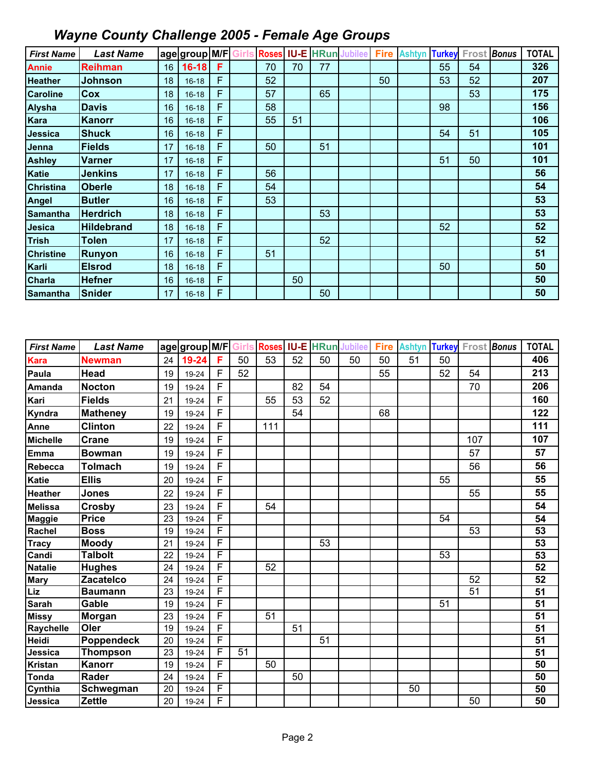# *Wayne County Challenge 2005 - Female Age Groups*

| First Name | Last Name | age | group | M/F | Girls | Roses | IU-E | HRun | Jubilee | Fire | Ashtyn | Turkey | Frost | Bonus | TOTAL |
|---|---|---|---|---|---|---|---|---|---|---|---|---|---|---|---|
| Annie | Reihman | 16 | 16-18 | F | | 70 | 70 | 77 | | | | 55 | 54 | | 326 |
| Heather | Johnson | 18 | 16-18 | F | | 52 | | | | 50 | | 53 | 52 | | 207 |
| Caroline | Cox | 18 | 16-18 | F | | 57 | | 65 | | | | | 53 | | 175 |
| Alysha | Davis | 16 | 16-18 | F | | 58 | | | | | | 98 | | | 156 |
| Kara | Kanorr | 16 | 16-18 | F | | 55 | 51 | | | | | | | | 106 |
| Jessica | Shuck | 16 | 16-18 | F | | | | | | | | 54 | 51 | | 105 |
| Jenna | Fields | 17 | 16-18 | F | | 50 | | 51 | | | | | | | 101 |
| Ashley | Varner | 17 | 16-18 | F | | | | | | | | 51 | 50 | | 101 |
| Katie | Jenkins | 17 | 16-18 | F | | 56 | | | | | | | | | 56 |
| Christina | Oberle | 18 | 16-18 | F | | 54 | | | | | | | | | 54 |
| Angel | Butler | 16 | 16-18 | F | | 53 | | | | | | | | | 53 |
| Samantha | Herdrich | 18 | 16-18 | F | | | | 53 | | | | | | | 53 |
| Jesica | Hildebrand | 18 | 16-18 | F | | | | | | | | 52 | | | 52 |
| Trish | Tolen | 17 | 16-18 | F | | | | 52 | | | | | | | 52 |
| Christine | Runyon | 16 | 16-18 | F | | 51 | | | | | | | | | 51 |
| Karli | Elsrod | 18 | 16-18 | F | | | | | | | | 50 | | | 50 |
| Charla | Hefner | 16 | 16-18 | F | | | 50 | | | | | | | | 50 |
| Samantha | Snider | 17 | 16-18 | F | | | | 50 | | | | | | | 50 |

| First Name | Last Name | age | group | M/F | Girls | Roses | IU-E | HRun | Jubilee | Fire | Ashtyn | Turkey | Frost | Bonus | TOTAL |
|---|---|---|---|---|---|---|---|---|---|---|---|---|---|---|---|
| Kara | Newman | 24 | 19-24 | F | 50 | 53 | 52 | 50 | 50 | 50 | 51 | 50 | | | 406 |
| Paula | Head | 19 | 19-24 | F | 52 | | | | | 55 | | 52 | 54 | | 213 |
| Amanda | Nocton | 19 | 19-24 | F | | | 82 | 54 | | | | | 70 | | 206 |
| Kari | Fields | 21 | 19-24 | F | | 55 | 53 | 52 | | | | | | | 160 |
| Kyndra | Matheney | 19 | 19-24 | F | | | 54 | | | 68 | | | | | 122 |
| Anne | Clinton | 22 | 19-24 | F | | 111 | | | | | | | | | 111 |
| Michelle | Crane | 19 | 19-24 | F | | | | | | | | | 107 | | 107 |
| Emma | Bowman | 19 | 19-24 | F | | | | | | | | | 57 | | 57 |
| Rebecca | Tolmach | 19 | 19-24 | F | | | | | | | | | 56 | | 56 |
| Katie | Ellis | 20 | 19-24 | F | | | | | | | | 55 | | | 55 |
| Heather | Jones | 22 | 19-24 | F | | | | | | | | | 55 | | 55 |
| Melissa | Crosby | 23 | 19-24 | F | | 54 | | | | | | | | | 54 |
| Maggie | Price | 23 | 19-24 | F | | | | | | | | 54 | | | 54 |
| Rachel | Boss | 19 | 19-24 | F | | | | | | | | | 53 | | 53 |
| Tracy | Moody | 21 | 19-24 | F | | | | 53 | | | | | | | 53 |
| Candi | Talbolt | 22 | 19-24 | F | | | | | | | | 53 | | | 53 |
| Natalie | Hughes | 24 | 19-24 | F | | 52 | | | | | | | | | 52 |
| Mary | Zacatelco | 24 | 19-24 | F | | | | | | | | | 52 | | 52 |
| Liz | Baumann | 23 | 19-24 | F | | | | | | | | | 51 | | 51 |
| Sarah | Gable | 19 | 19-24 | F | | | | | | | | 51 | | | 51 |
| Missy | Morgan | 23 | 19-24 | F | | 51 | | | | | | | | | 51 |
| Raychelle | Oler | 19 | 19-24 | F | | | 51 | | | | | | | | 51 |
| Heidi | Poppendeck | 20 | 19-24 | F | | | | 51 | | | | | | | 51 |
| Jessica | Thompson | 23 | 19-24 | F | 51 | | | | | | | | | | 51 |
| Kristan | Kanorr | 19 | 19-24 | F | | 50 | | | | | | | | | 50 |
| Tonda | Rader | 24 | 19-24 | F | | | 50 | | | | | | | | 50 |
| Cynthia | Schwegman | 20 | 19-24 | F | | | | | | | 50 | | | | 50 |
| Jessica | Zettle | 20 | 19-24 | F | | | | | | | | | 50 | | 50 |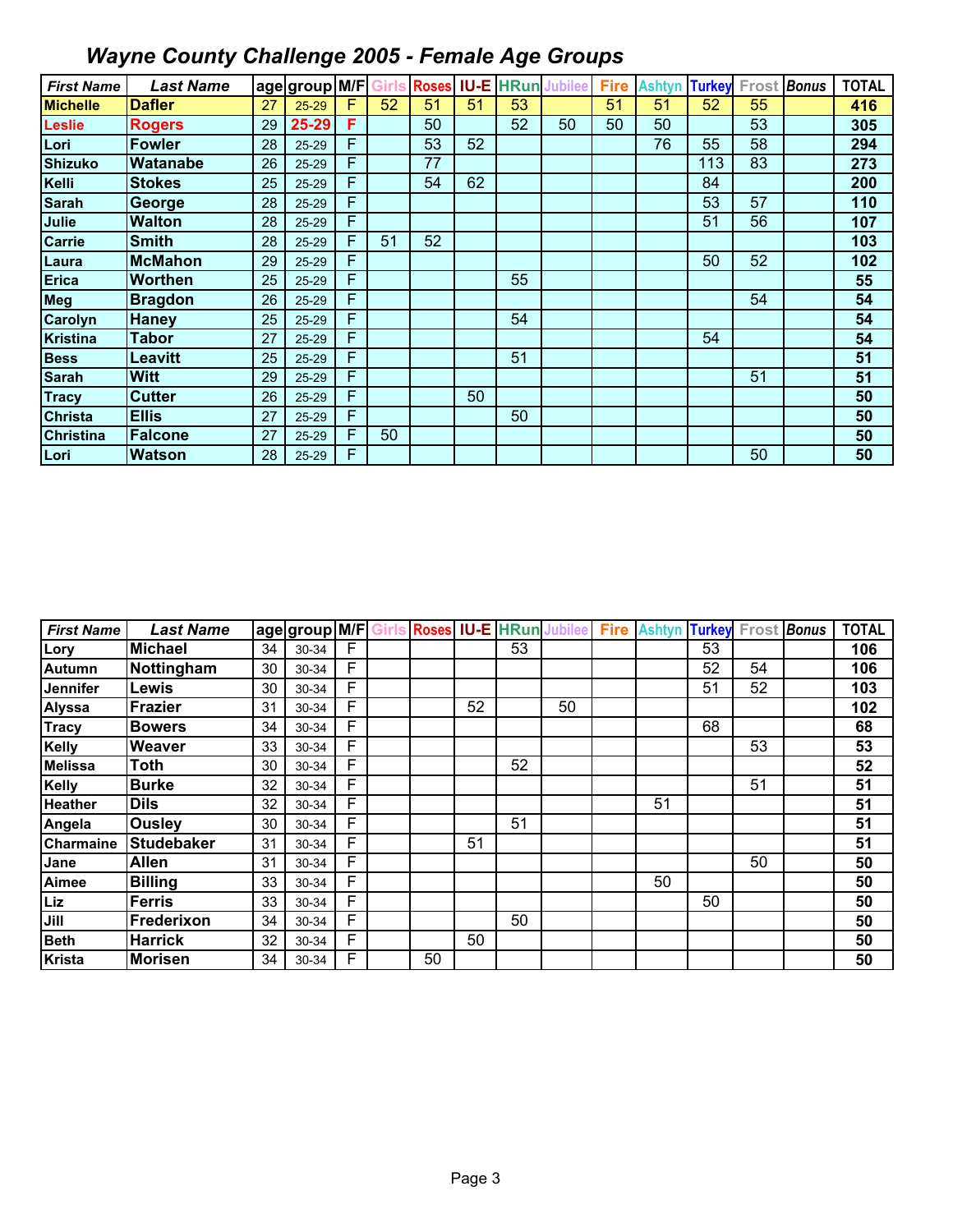# *Wayne County Challenge 2005 - Female Age Groups*

| First Name | Last Name | age | group | M/F | Girls | Roses | IU-E | HRun | Jubilee | Fire | Ashtyn | Turkey | Frost | Bonus | TOTAL |
|---|---|---|---|---|---|---|---|---|---|---|---|---|---|---|---|
| Michelle | Dafler | 27 | 25-29 | F | 52 | 51 | 51 | 53 | | 51 | 51 | 52 | 55 | | 416 |
| Leslie | Rogers | 29 | 25-29 | F | | 50 | | 52 | 50 | 50 | 50 | | 53 | | 305 |
| Lori | Fowler | 28 | 25-29 | F | | 53 | 52 | | | | 76 | 55 | 58 | | 294 |
| Shizuko | Watanabe | 26 | 25-29 | F | | 77 | | | | | | 113 | 83 | | 273 |
| Kelli | Stokes | 25 | 25-29 | F | | 54 | 62 | | | | | 84 | | | 200 |
| Sarah | George | 28 | 25-29 | F | | | | | | | | 53 | 57 | | 110 |
| Julie | Walton | 28 | 25-29 | F | | | | | | | | 51 | 56 | | 107 |
| Carrie | Smith | 28 | 25-29 | F | 51 | 52 | | | | | | | | | 103 |
| Laura | McMahon | 29 | 25-29 | F | | | | | | | | 50 | 52 | | 102 |
| Erica | Worthen | 25 | 25-29 | F | | | | 55 | | | | | | | 55 |
| Meg | Bragdon | 26 | 25-29 | F | | | | | | | | | 54 | | 54 |
| Carolyn | Haney | 25 | 25-29 | F | | | | 54 | | | | | | | 54 |
| Kristina | Tabor | 27 | 25-29 | F | | | | | | | | 54 | | | 54 |
| Bess | Leavitt | 25 | 25-29 | F | | | | 51 | | | | | | | 51 |
| Sarah | Witt | 29 | 25-29 | F | | | | | | | | | 51 | | 51 |
| Tracy | Cutter | 26 | 25-29 | F | | | 50 | | | | | | | | 50 |
| Christa | Ellis | 27 | 25-29 | F | | | | 50 | | | | | | | 50 |
| Christina | Falcone | 27 | 25-29 | F | 50 | | | | | | | | | | 50 |
| Lori | Watson | 28 | 25-29 | F | | | | | | | | | 50 | | 50 |

| First Name | Last Name | age | group | M/F | Girls | Roses | IU-E | HRun | Jubilee | Fire | Ashtyn | Turkey | Frost | Bonus | TOTAL |
|---|---|---|---|---|---|---|---|---|---|---|---|---|---|---|---|
| Lory | Michael | 34 | 30-34 | F | | | | 53 | | | | 53 | | | 106 |
| Autumn | Nottingham | 30 | 30-34 | F | | | | | | | | 52 | 54 | | 106 |
| Jennifer | Lewis | 30 | 30-34 | F | | | | | | | | 51 | 52 | | 103 |
| Alyssa | Frazier | 31 | 30-34 | F | | | 52 | | 50 | | | | | | 102 |
| Tracy | Bowers | 34 | 30-34 | F | | | | | | | | 68 | | | 68 |
| Kelly | Weaver | 33 | 30-34 | F | | | | | | | | | 53 | | 53 |
| Melissa | Toth | 30 | 30-34 | F | | | | 52 | | | | | | | 52 |
| Kelly | Burke | 32 | 30-34 | F | | | | | | | | | 51 | | 51 |
| Heather | Dils | 32 | 30-34 | F | | | | | | | 51 | | | | 51 |
| Angela | Ousley | 30 | 30-34 | F | | | | 51 | | | | | | | 51 |
| Charmaine | Studebaker | 31 | 30-34 | F | | | 51 | | | | | | | | 51 |
| Jane | Allen | 31 | 30-34 | F | | | | | | | | | 50 | | 50 |
| Aimee | Billing | 33 | 30-34 | F | | | | | | | 50 | | | | 50 |
| Liz | Ferris | 33 | 30-34 | F | | | | | | | | 50 | | | 50 |
| Jill | Frederixon | 34 | 30-34 | F | | | | 50 | | | | | | | 50 |
| Beth | Harrick | 32 | 30-34 | F | | | 50 | | | | | | | | 50 |
| Krista | Morisen | 34 | 30-34 | F | | 50 | | | | | | | | | 50 |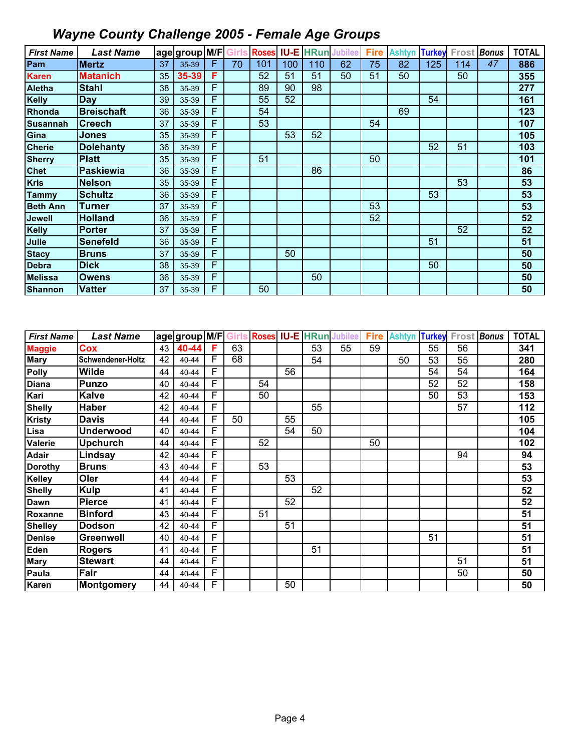# *Wayne County Challenge 2005 - Female Age Groups*

| *First Name* | *Last Name* | age | group | M/F | Girls | Roses | IU-E | HRun | Jubilee | Fire | Ashtyn | Turkey | Frost | *Bonus* | TOTAL |
|---|---|---|---|---|---|---|---|---|---|---|---|---|---|---|---|
| **Pam** | **Mertz** | 37 | 35-39 | F | 70 | 101 | 100 | 110 | 62 | 75 | 82 | 125 | 114 | *47* | **886** |
| **Karen** | **Matanich** | 35 | **35-39** | **F** | | 52 | 51 | 51 | 50 | 51 | 50 | | 50 | | **355** |
| **Aletha** | **Stahl** | 38 | 35-39 | F | | 89 | 90 | 98 | | | | | | | **277** |
| **Kelly** | **Day** | 39 | 35-39 | F | | 55 | 52 | | | | | 54 | | | **161** |
| **Rhonda** | **Breischaft** | 36 | 35-39 | F | | 54 | | | | | 69 | | | | **123** |
| **Susannah** | **Creech** | 37 | 35-39 | F | | 53 | | | | 54 | | | | | **107** |
| **Gina** | **Jones** | 35 | 35-39 | F | | | 53 | 52 | | | | | | | **105** |
| **Cherie** | **Dolehanty** | 36 | 35-39 | F | | | | | | | | 52 | 51 | | **103** |
| **Sherry** | **Platt** | 35 | 35-39 | F | | 51 | | | | 50 | | | | | **101** |
| **Chet** | **Paskiewia** | 36 | 35-39 | F | | | | 86 | | | | | | | **86** |
| **Kris** | **Nelson** | 35 | 35-39 | F | | | | | | | | | 53 | | **53** |
| **Tammy** | **Schultz** | 36 | 35-39 | F | | | | | | | | 53 | | | **53** |
| **Beth Ann** | **Turner** | 37 | 35-39 | F | | | | | | 53 | | | | | **53** |
| **Jewell** | **Holland** | 36 | 35-39 | F | | | | | | 52 | | | | | **52** |
| **Kelly** | **Porter** | 37 | 35-39 | F | | | | | | | | | 52 | | **52** |
| **Julie** | **Senefeld** | 36 | 35-39 | F | | | | | | | | 51 | | | **51** |
| **Stacy** | **Bruns** | 37 | 35-39 | F | | | 50 | | | | | | | | **50** |
| **Debra** | **Dick** | 38 | 35-39 | F | | | | | | | | 50 | | | **50** |
| **Melissa** | **Owens** | 36 | 35-39 | F | | | | 50 | | | | | | | **50** |
| **Shannon** | **Vatter** | 37 | 35-39 | F | | 50 | | | | | | | | | **50** |

| *First Name* | *Last Name* | age | group | M/F | Girls | Roses | IU-E | HRun | Jubilee | Fire | Ashtyn | Turkey | Frost | *Bonus* | TOTAL |
|---|---|---|---|---|---|---|---|---|---|---|---|---|---|---|---|
| **Maggie** | **Cox** | 43 | **40-44** | **F** | 63 | | | 53 | 55 | 59 | | 55 | 56 | | **341** |
| **Mary** | **Schwendener-Holtz** | 42 | 40-44 | F | 68 | | | 54 | | | 50 | 53 | 55 | | **280** |
| **Polly** | **Wilde** | 44 | 40-44 | F | | | 56 | | | | | 54 | 54 | | **164** |
| **Diana** | **Punzo** | 40 | 40-44 | F | | 54 | | | | | | 52 | 52 | | **158** |
| **Kari** | **Kalve** | 42 | 40-44 | F | | 50 | | | | | | 50 | 53 | | **153** |
| **Shelly** | **Haber** | 42 | 40-44 | F | | | | 55 | | | | | 57 | | **112** |
| **Kristy** | **Davis** | 44 | 40-44 | F | 50 | | 55 | | | | | | | | **105** |
| **Lisa** | **Underwood** | 40 | 40-44 | F | | | 54 | 50 | | | | | | | **104** |
| **Valerie** | **Upchurch** | 44 | 40-44 | F | | 52 | | | | 50 | | | | | **102** |
| **Adair** | **Lindsay** | 42 | 40-44 | F | | | | | | | | | 94 | | **94** |
| **Dorothy** | **Bruns** | 43 | 40-44 | F | | 53 | | | | | | | | | **53** |
| **Kelley** | **Oler** | 44 | 40-44 | F | | | 53 | | | | | | | | **53** |
| **Shelly** | **Kulp** | 41 | 40-44 | F | | | | 52 | | | | | | | **52** |
| **Dawn** | **Pierce** | 41 | 40-44 | F | | | 52 | | | | | | | | **52** |
| **Roxanne** | **Binford** | 43 | 40-44 | F | | 51 | | | | | | | | | **51** |
| **Shelley** | **Dodson** | 42 | 40-44 | F | | | 51 | | | | | | | | **51** |
| **Denise** | **Greenwell** | 40 | 40-44 | F | | | | | | | | 51 | | | **51** |
| **Eden** | **Rogers** | 41 | 40-44 | F | | | | 51 | | | | | | | **51** |
| **Mary** | **Stewart** | 44 | 40-44 | F | | | | | | | | | 51 | | **51** |
| **Paula** | **Fair** | 44 | 40-44 | F | | | | | | | | | 50 | | **50** |
| **Karen** | **Montgomery** | 44 | 40-44 | F | | | 50 | | | | | | | | **50** |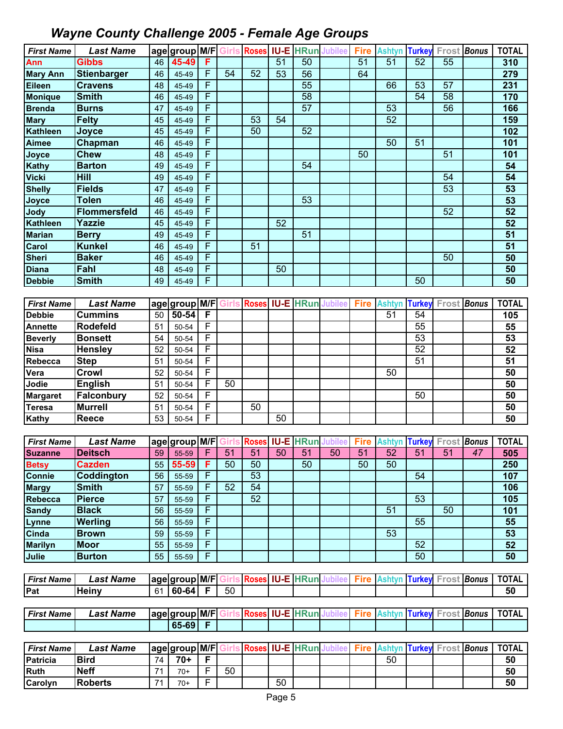# Wayne County Challenge 2005 - Female Age Groups

| First Name | Last Name | age | group | M/F | Girls | Roses | IU-E | HRun | Jubilee | Fire | Ashtyn | Turkey | Frost | Bonus | TOTAL |
|---|---|---|---|---|---|---|---|---|---|---|---|---|---|---|---|
| Ann | Gibbs | 46 | 45-49 | F | | | 51 | 50 | | 51 | 51 | 52 | 55 | | 310 |
| Mary Ann | Stienbarger | 46 | 45-49 | F | 54 | 52 | 53 | 56 | | 64 | | | | | 279 |
| Eileen | Cravens | 48 | 45-49 | F | | | | 55 | | | 66 | 53 | 57 | | 231 |
| Monique | Smith | 46 | 45-49 | F | | | | 58 | | | | 54 | 58 | | 170 |
| Brenda | Burns | 47 | 45-49 | F | | | | 57 | | | 53 | | 56 | | 166 |
| Mary | Felty | 45 | 45-49 | F | | 53 | 54 | | | | 52 | | | | 159 |
| Kathleen | Joyce | 45 | 45-49 | F | | 50 | | 52 | | | | | | | 102 |
| Aimee | Chapman | 46 | 45-49 | F | | | | | | | 50 | 51 | | | 101 |
| Joyce | Chew | 48 | 45-49 | F | | | | | | 50 | | | 51 | | 101 |
| Kathy | Barton | 49 | 45-49 | F | | | | 54 | | | | | | | 54 |
| Vicki | Hill | 49 | 45-49 | F | | | | | | | | | 54 | | 54 |
| Shelly | Fields | 47 | 45-49 | F | | | | | | | | | 53 | | 53 |
| Joyce | Tolen | 46 | 45-49 | F | | | | 53 | | | | | | | 53 |
| Jody | Flommersfeld | 46 | 45-49 | F | | | | | | | | | 52 | | 52 |
| Kathleen | Yazzie | 45 | 45-49 | F | | | 52 | | | | | | | | 52 |
| Marian | Berry | 49 | 45-49 | F | | | | 51 | | | | | | | 51 |
| Carol | Kunkel | 46 | 45-49 | F | | 51 | | | | | | | | | 51 |
| Sheri | Baker | 46 | 45-49 | F | | | | | | | | | 50 | | 50 |
| Diana | Fahl | 48 | 45-49 | F | | | 50 | | | | | | | | 50 |
| Debbie | Smith | 49 | 45-49 | F | | | | | | | | 50 | | | 50 |

| First Name | Last Name | age | group | M/F | Girls | Roses | IU-E | HRun | Jubilee | Fire | Ashtyn | Turkey | Frost | Bonus | TOTAL |
|---|---|---|---|---|---|---|---|---|---|---|---|---|---|---|---|
| Debbie | Cummins | 50 | 50-54 | F | | | | | | | 51 | 54 | | | 105 |
| Annette | Rodefeld | 51 | 50-54 | F | | | | | | | | 55 | | | 55 |
| Beverly | Bonsett | 54 | 50-54 | F | | | | | | | | 53 | | | 53 |
| Nisa | Hensley | 52 | 50-54 | F | | | | | | | | 52 | | | 52 |
| Rebecca | Step | 51 | 50-54 | F | | | | | | | | 51 | | | 51 |
| Vera | Crowl | 52 | 50-54 | F | | | | | | | 50 | | | | 50 |
| Jodie | English | 51 | 50-54 | F | 50 | | | | | | | | | | 50 |
| Margaret | Falconbury | 52 | 50-54 | F | | | | | | | | 50 | | | 50 |
| Teresa | Murrell | 51 | 50-54 | F | | 50 | | | | | | | | | 50 |
| Kathy | Reece | 53 | 50-54 | F | | | 50 | | | | | | | | 50 |

| First Name | Last Name | age | group | M/F | Girls | Roses | IU-E | HRun | Jubilee | Fire | Ashtyn | Turkey | Frost | Bonus | TOTAL |
|---|---|---|---|---|---|---|---|---|---|---|---|---|---|---|---|
| Suzanne | Deitsch | 59 | 55-59 | F | 51 | 51 | 50 | 51 | 50 | 51 | 52 | 51 | 51 | 47 | 505 |
| Betsy | Cazden | 55 | 55-59 | F | 50 | 50 | | 50 | | 50 | 50 | | | | 250 |
| Connie | Coddington | 56 | 55-59 | F | | 53 | | | | | | 54 | | | 107 |
| Margy | Smith | 57 | 55-59 | F | 52 | 54 | | | | | | | | | 106 |
| Rebecca | Pierce | 57 | 55-59 | F | | 52 | | | | | | 53 | | | 105 |
| Sandy | Black | 56 | 55-59 | F | | | | | | | 51 | | 50 | | 101 |
| Lynne | Werling | 56 | 55-59 | F | | | | | | | | 55 | | | 55 |
| Cinda | Brown | 59 | 55-59 | F | | | | | | | 53 | | | | 53 |
| Marilyn | Moor | 55 | 55-59 | F | | | | | | | | 52 | | | 52 |
| Julie | Burton | 55 | 55-59 | F | | | | | | | | 50 | | | 50 |

| First Name | Last Name | age | group | M/F | Girls | Roses | IU-E | HRun | Jubilee | Fire | Ashtyn | Turkey | Frost | Bonus | TOTAL |
|---|---|---|---|---|---|---|---|---|---|---|---|---|---|---|---|
| Pat | Heiny | 61 | 60-64 | F | 50 | | | | | | | | | | 50 |

| First Name | Last Name | age | group | M/F | Girls | Roses | IU-E | HRun | Jubilee | Fire | Ashtyn | Turkey | Frost | Bonus | TOTAL |
|---|---|---|---|---|---|---|---|---|---|---|---|---|---|---|---|
| | | | 65-69 | F | | | | | | | | | | | |

| First Name | Last Name | age | group | M/F | Girls | Roses | IU-E | HRun | Jubilee | Fire | Ashtyn | Turkey | Frost | Bonus | TOTAL |
|---|---|---|---|---|---|---|---|---|---|---|---|---|---|---|---|
| Patricia | Bird | 74 | 70+ | F | | | | | | | 50 | | | | 50 |
| Ruth | Neff | 71 | 70+ | F | 50 | | | | | | | | | | 50 |
| Carolyn | Roberts | 71 | 70+ | F | | | 50 | | | | | | | | 50 |